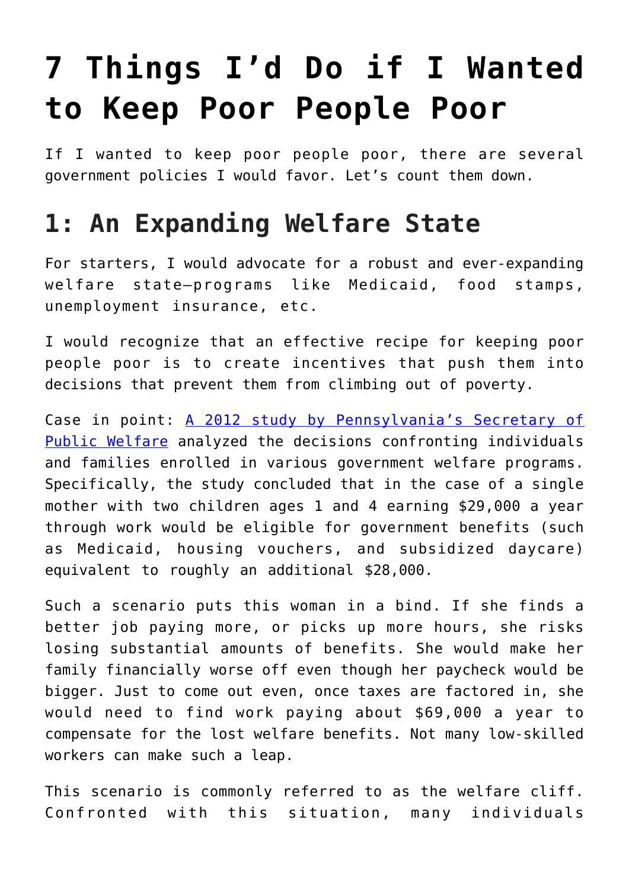# 7 Things I'd Do if I Wanted to Keep Poor People Poor

If I wanted to keep poor people poor, there are several government policies I would favor. Let's count them down.

## 1: An Expanding Welfare State

For starters, I would advocate for a robust and ever-expanding welfare state—programs like Medicaid, food stamps, unemployment insurance, etc.

I would recognize that an effective recipe for keeping poor people poor is to create incentives that push them into decisions that prevent them from climbing out of poverty.

Case in point: [A 2012 study by Pennsylvania's Secretary of Public Welfare] analyzed the decisions confronting individuals and families enrolled in various government welfare programs. Specifically, the study concluded that in the case of a single mother with two children ages 1 and 4 earning $29,000 a year through work would be eligible for government benefits (such as Medicaid, housing vouchers, and subsidized daycare) equivalent to roughly an additional $28,000.

Such a scenario puts this woman in a bind. If she finds a better job paying more, or picks up more hours, she risks losing substantial amounts of benefits. She would make her family financially worse off even though her paycheck would be bigger. Just to come out even, once taxes are factored in, she would need to find work paying about $69,000 a year to compensate for the lost welfare benefits. Not many low-skilled workers can make such a leap.

This scenario is commonly referred to as the welfare cliff. Confronted with this situation, many individuals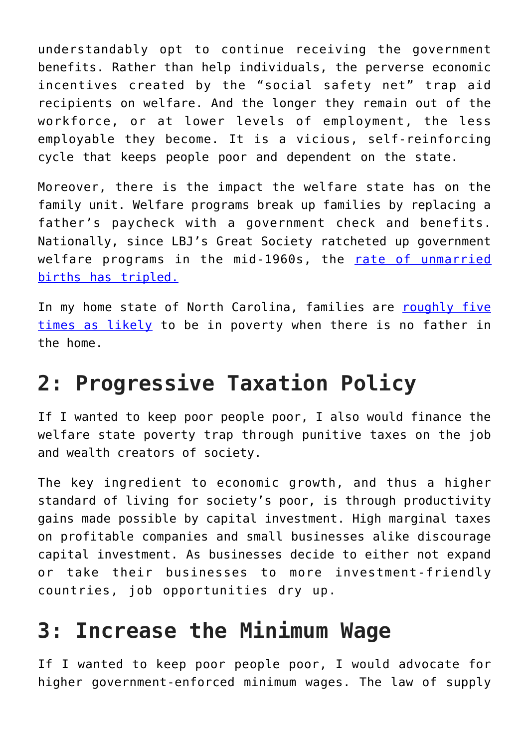understandably opt to continue receiving the government benefits. Rather than help individuals, the perverse economic incentives created by the "social safety net" trap aid recipients on welfare. And the longer they remain out of the workforce, or at lower levels of employment, the less employable they become. It is a vicious, self-reinforcing cycle that keeps people poor and dependent on the state.

Moreover, there is the impact the welfare state has on the family unit. Welfare programs break up families by replacing a father's paycheck with a government check and benefits. Nationally, since LBJ's Great Society ratcheted up government welfare programs in the mid-1960s, the rate of unmarried births has tripled.

In my home state of North Carolina, families are roughly five times as likely to be in poverty when there is no father in the home.

## 2: Progressive Taxation Policy

If I wanted to keep poor people poor, I also would finance the welfare state poverty trap through punitive taxes on the job and wealth creators of society.

The key ingredient to economic growth, and thus a higher standard of living for society's poor, is through productivity gains made possible by capital investment. High marginal taxes on profitable companies and small businesses alike discourage capital investment. As businesses decide to either not expand or take their businesses to more investment-friendly countries, job opportunities dry up.

## 3: Increase the Minimum Wage

If I wanted to keep poor people poor, I would advocate for higher government-enforced minimum wages. The law of supply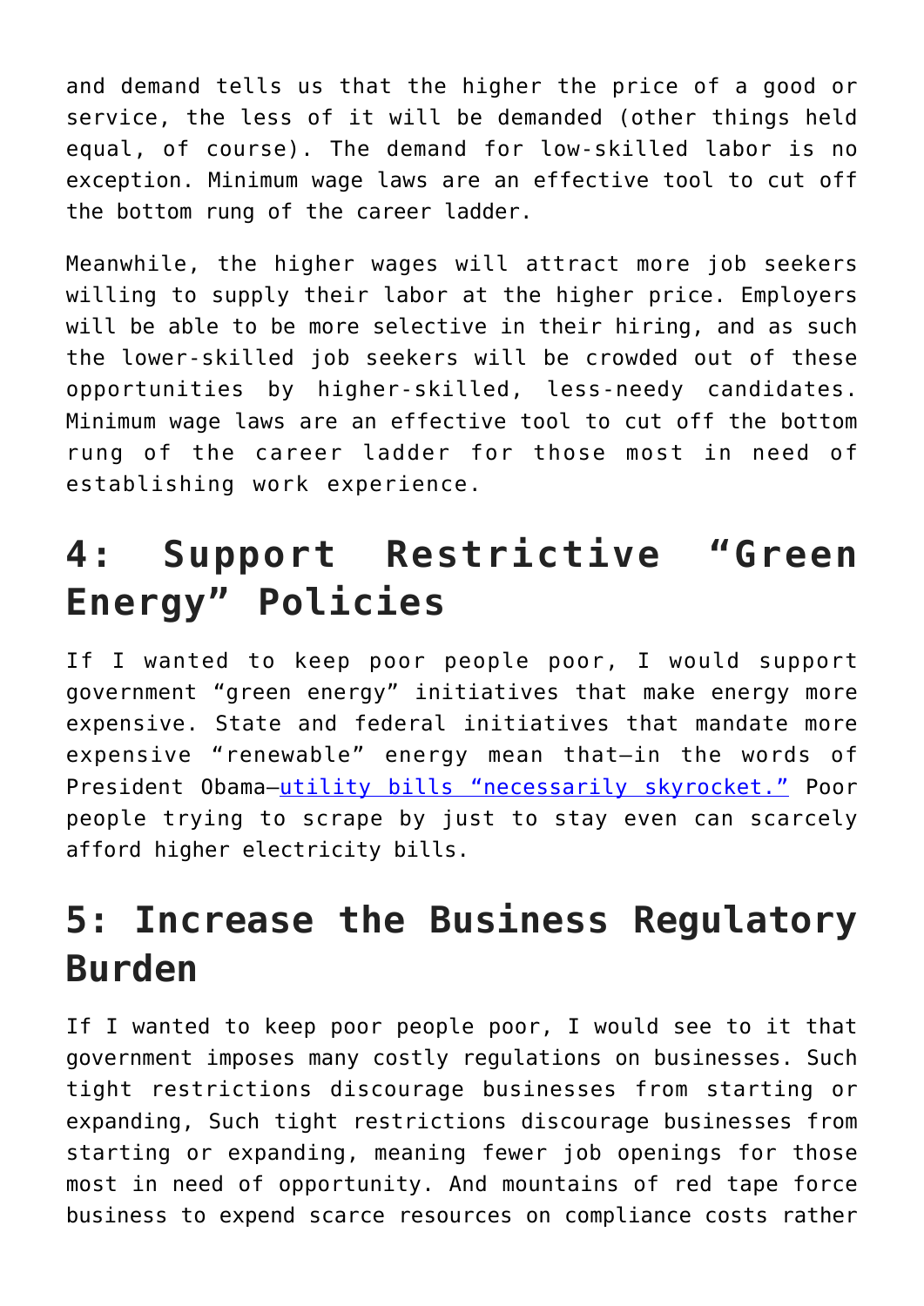and demand tells us that the higher the price of a good or service, the less of it will be demanded (other things held equal, of course). The demand for low-skilled labor is no exception. Minimum wage laws are an effective tool to cut off the bottom rung of the career ladder.

Meanwhile, the higher wages will attract more job seekers willing to supply their labor at the higher price. Employers will be able to be more selective in their hiring, and as such the lower-skilled job seekers will be crowded out of these opportunities by higher-skilled, less-needy candidates. Minimum wage laws are an effective tool to cut off the bottom rung of the career ladder for those most in need of establishing work experience.

## 4: Support Restrictive "Green Energy" Policies

If I wanted to keep poor people poor, I would support government "green energy" initiatives that make energy more expensive. State and federal initiatives that mandate more expensive "renewable" energy mean that—in the words of President Obama—[utility bills "necessarily skyrocket."]() Poor people trying to scrape by just to stay even can scarcely afford higher electricity bills.

## 5: Increase the Business Regulatory Burden

If I wanted to keep poor people poor, I would see to it that government imposes many costly regulations on businesses. Such tight restrictions discourage businesses from starting or expanding, Such tight restrictions discourage businesses from starting or expanding, meaning fewer job openings for those most in need of opportunity. And mountains of red tape force business to expend scarce resources on compliance costs rather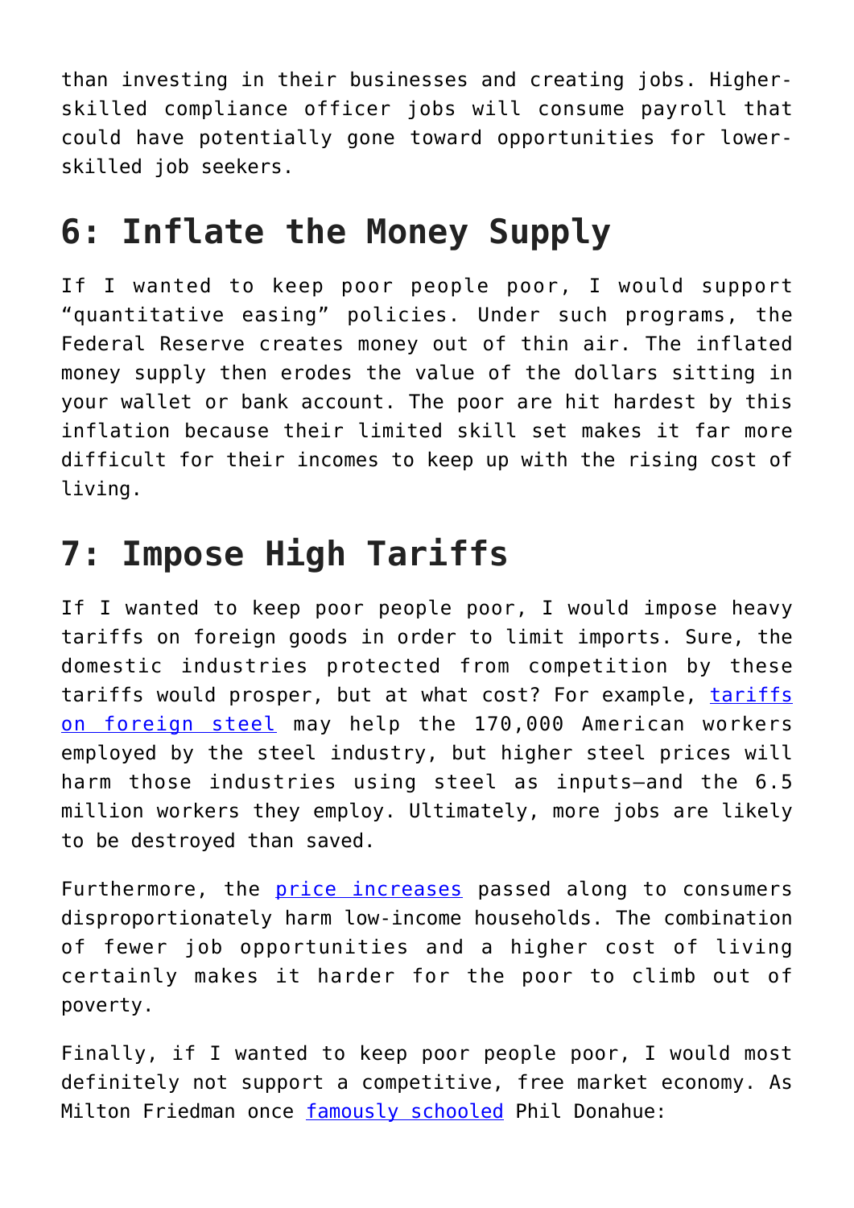than investing in their businesses and creating jobs. Higher-skilled compliance officer jobs will consume payroll that could have potentially gone toward opportunities for lower-skilled job seekers.

## 6: Inflate the Money Supply

If I wanted to keep poor people poor, I would support "quantitative easing" policies. Under such programs, the Federal Reserve creates money out of thin air. The inflated money supply then erodes the value of the dollars sitting in your wallet or bank account. The poor are hit hardest by this inflation because their limited skill set makes it far more difficult for their incomes to keep up with the rising cost of living.

## 7: Impose High Tariffs

If I wanted to keep poor people poor, I would impose heavy tariffs on foreign goods in order to limit imports. Sure, the domestic industries protected from competition by these tariffs would prosper, but at what cost? For example, tariffs on foreign steel may help the 170,000 American workers employed by the steel industry, but higher steel prices will harm those industries using steel as inputs—and the 6.5 million workers they employ. Ultimately, more jobs are likely to be destroyed than saved.

Furthermore, the price increases passed along to consumers disproportionately harm low-income households. The combination of fewer job opportunities and a higher cost of living certainly makes it harder for the poor to climb out of poverty.

Finally, if I wanted to keep poor people poor, I would most definitely not support a competitive, free market economy. As Milton Friedman once famously schooled Phil Donahue: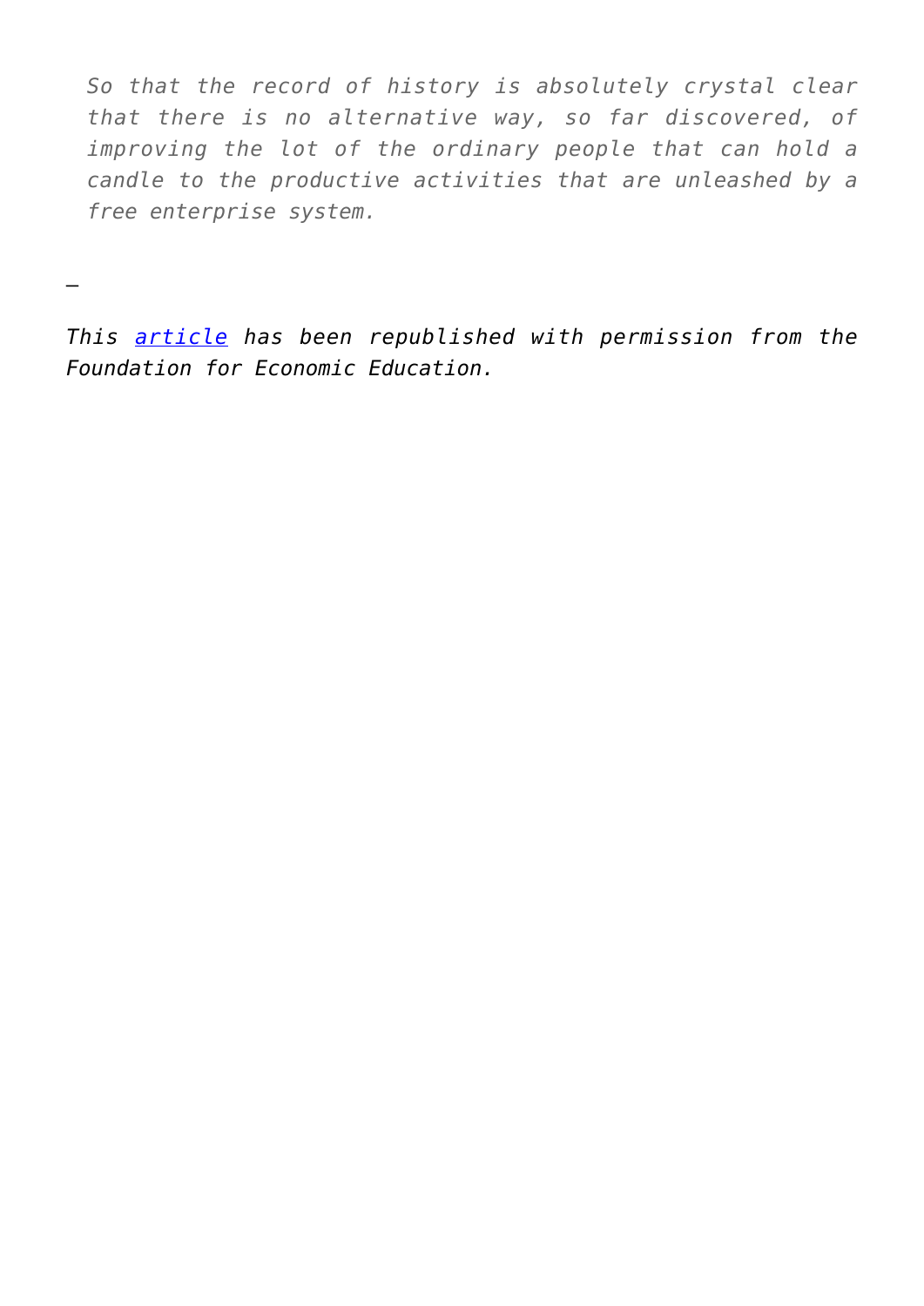> *So that the record of history is absolutely crystal clear that there is no alternative way, so far discovered, of improving the lot of the ordinary people that can hold a candle to the productive activities that are unleashed by a free enterprise system.*

—

*This article has been republished with permission from the Foundation for Economic Education.*